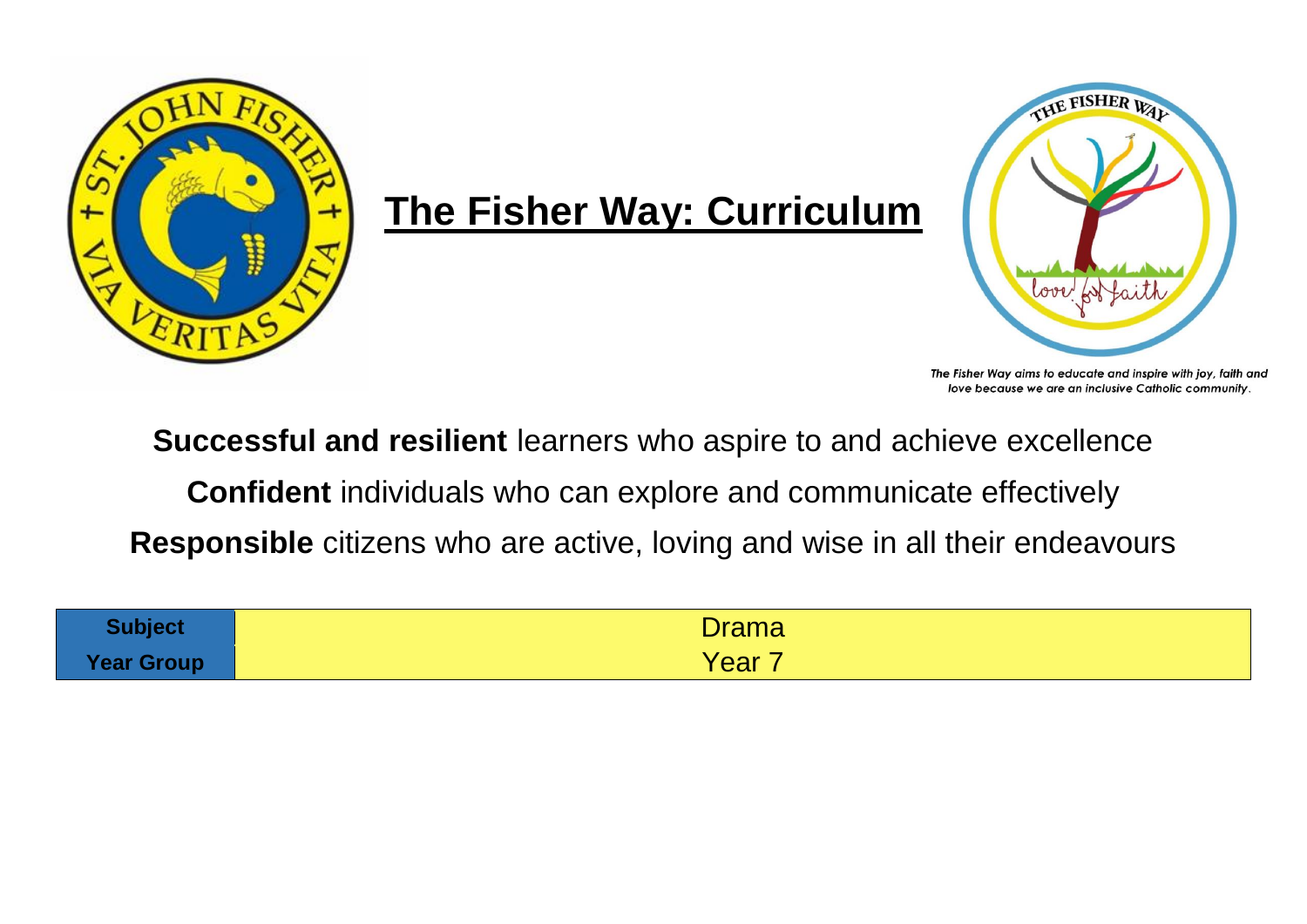# The Fisher Way: Curriculum

*The Fisher Way aims to educate and inspire with joy, faith and love because we are an inclusive Catholic community.*

**Successful and resilient** learners who aspire to and achieve excellence

**Confident** individuals who can explore and communicate effectively

**Responsible** citizens who are active, loving and wise in all their endeavours

| **Subject** | Drama |
|---|---|
| **Year Group** | Year 7 |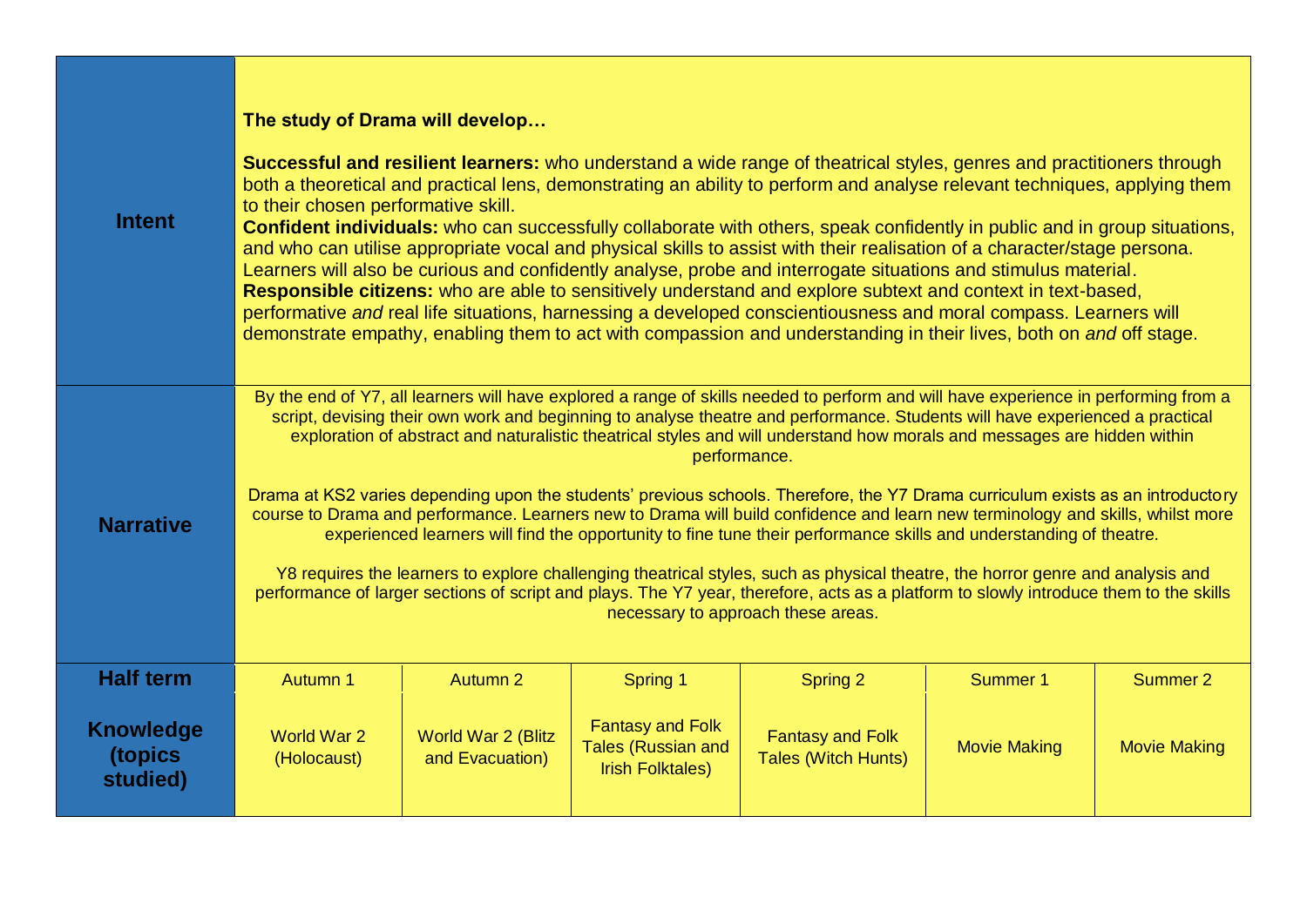| | | | | | | |
|---|---|---|---|---|---|---|
| **Intent** | **The study of Drama will develop…**<br><br>**Successful and resilient learners:** who understand a wide range of theatrical styles, genres and practitioners through both a theoretical and practical lens, demonstrating an ability to perform and analyse relevant techniques, applying them to their chosen performative skill.<br>**Confident individuals:** who can successfully collaborate with others, speak confidently in public and in group situations, and who can utilise appropriate vocal and physical skills to assist with their realisation of a character/stage persona. Learners will also be curious and confidently analyse, probe and interrogate situations and stimulus material.<br>**Responsible citizens:** who are able to sensitively understand and explore subtext and context in text-based, performative *and* real life situations, harnessing a developed conscientiousness and moral compass. Learners will demonstrate empathy, enabling them to act with compassion and understanding in their lives, both on *and* off stage. | | | | | |
| **Narrative** | By the end of Y7, all learners will have explored a range of skills needed to perform and will have experience in performing from a script, devising their own work and beginning to analyse theatre and performance. Students will have experienced a practical exploration of abstract and naturalistic theatrical styles and will understand how morals and messages are hidden within performance.<br><br>Drama at KS2 varies depending upon the students' previous schools. Therefore, the Y7 Drama curriculum exists as an introductory course to Drama and performance. Learners new to Drama will build confidence and learn new terminology and skills, whilst more experienced learners will find the opportunity to fine tune their performance skills and understanding of theatre.<br><br>Y8 requires the learners to explore challenging theatrical styles, such as physical theatre, the horror genre and analysis and performance of larger sections of script and plays. The Y7 year, therefore, acts as a platform to slowly introduce them to the skills necessary to approach these areas. | | | | | |
| **Half term** | Autumn 1 | Autumn 2 | Spring 1 | Spring 2 | Summer 1 | Summer 2 |
| **Knowledge (topics studied)** | World War 2 (Holocaust) | World War 2 (Blitz and Evacuation) | Fantasy and Folk Tales (Russian and Irish Folktales) | Fantasy and Folk Tales (Witch Hunts) | Movie Making | Movie Making |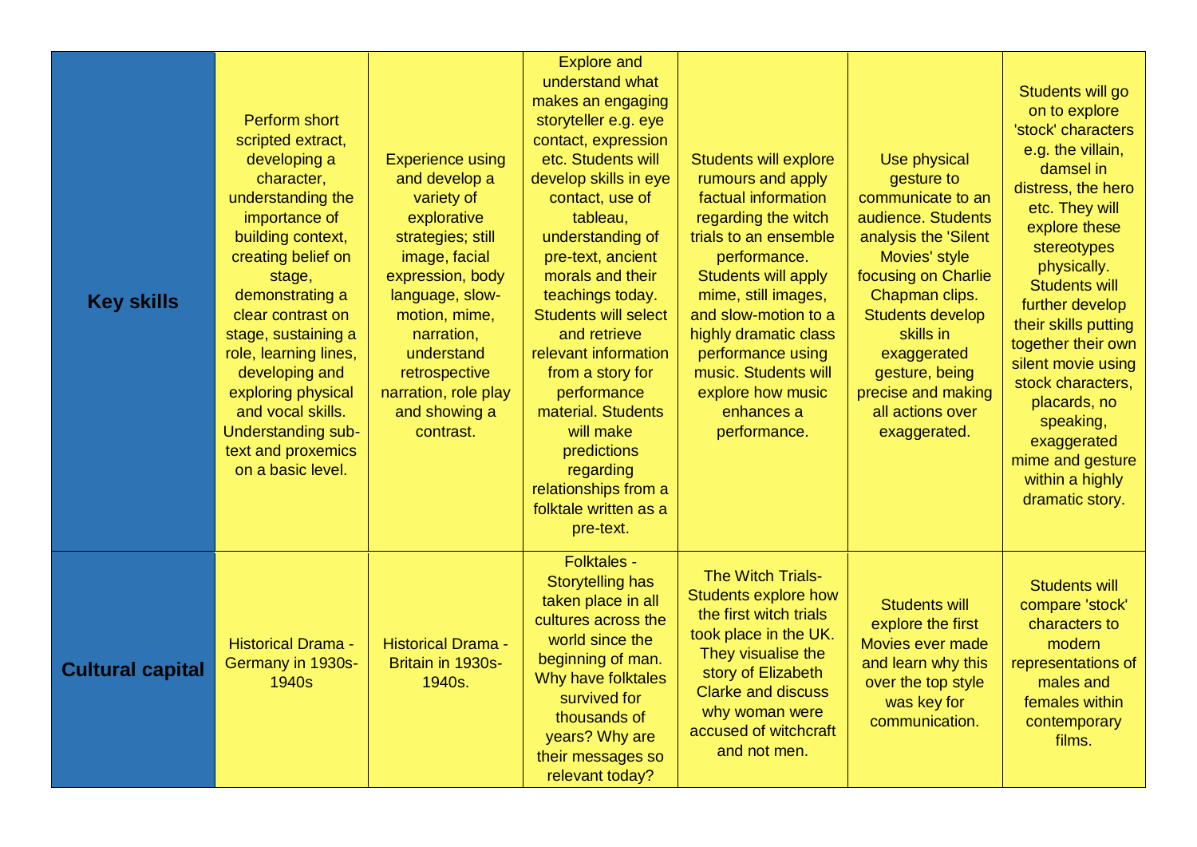| **Key skills** | Perform short scripted extract, developing a character, understanding the importance of building context, creating belief on stage, demonstrating a clear contrast on stage, sustaining a role, learning lines, developing and exploring physical and vocal skills. Understanding sub-text and proxemics on a basic level. | Experience using and develop a variety of explorative strategies; still image, facial expression, body language, slow-motion, mime, narration, understand retrospective narration, role play and showing a contrast. | Explore and understand what makes an engaging storyteller e.g. eye contact, expression etc. Students will develop skills in eye contact, use of tableau, understanding of pre-text, ancient morals and their teachings today. Students will select and retrieve relevant information from a story for performance material. Students will make predictions regarding relationships from a folktale written as a pre-text. | Students will explore rumours and apply factual information regarding the witch trials to an ensemble performance. Students will apply mime, still images, and slow-motion to a highly dramatic class performance using music. Students will explore how music enhances a performance. | Use physical gesture to communicate to an audience. Students analysis the 'Silent Movies' style focusing on Charlie Chapman clips. Students develop skills in exaggerated gesture, being precise and making all actions over exaggerated. | Students will go on to explore 'stock' characters e.g. the villain, damsel in distress, the hero etc. They will explore these stereotypes physically. Students will further develop their skills putting together their own silent movie using stock characters, placards, no speaking, exaggerated mime and gesture within a highly dramatic story. |
|---|---|---|---|---|---|---|
| **Cultural capital** | Historical Drama - Germany in 1930s-1940s | Historical Drama - Britain in 1930s-1940s. | Folktales - Storytelling has taken place in all cultures across the world since the beginning of man. Why have folktales survived for thousands of years? Why are their messages so relevant today? | The Witch Trials- Students explore how the first witch trials took place in the UK. They visualise the story of Elizabeth Clarke and discuss why woman were accused of witchcraft and not men. | Students will explore the first Movies ever made and learn why this over the top style was key for communication. | Students will compare 'stock' characters to modern representations of males and females within contemporary films. |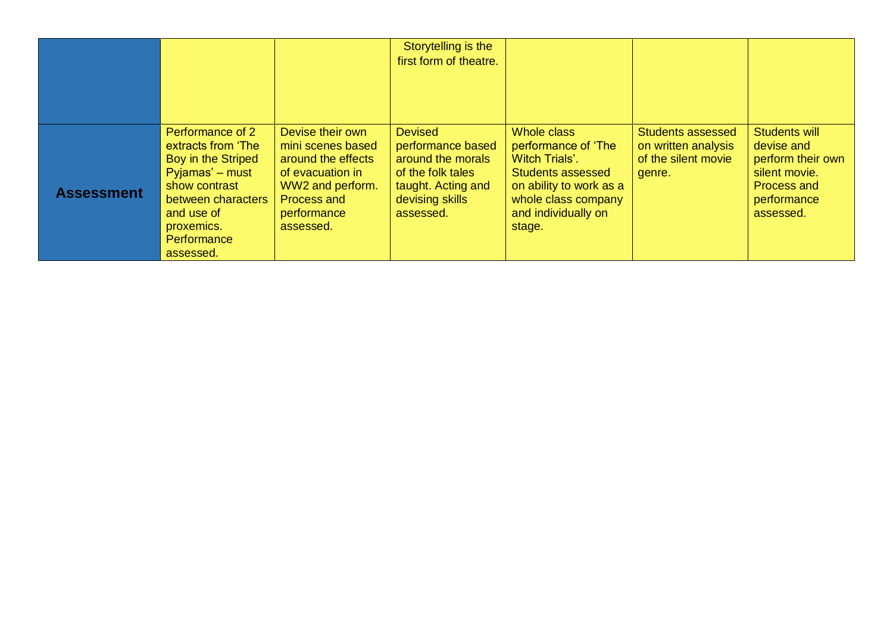| | | | | | | |
|---|---|---|---|---|---|---|
| | | | Storytelling is the first form of theatre. | | | |
| **Assessment** | Performance of 2 extracts from 'The Boy in the Striped Pyjamas' – must show contrast between characters and use of proxemics. Performance assessed. | Devise their own mini scenes based around the effects of evacuation in WW2 and perform. Process and performance assessed. | Devised performance based around the morals of the folk tales taught. Acting and devising skills assessed. | Whole class performance of 'The Witch Trials'. Students assessed on ability to work as a whole class company and individually on stage. | Students assessed on written analysis of the silent movie genre. | Students will devise and perform their own silent movie. Process and performance assessed. |